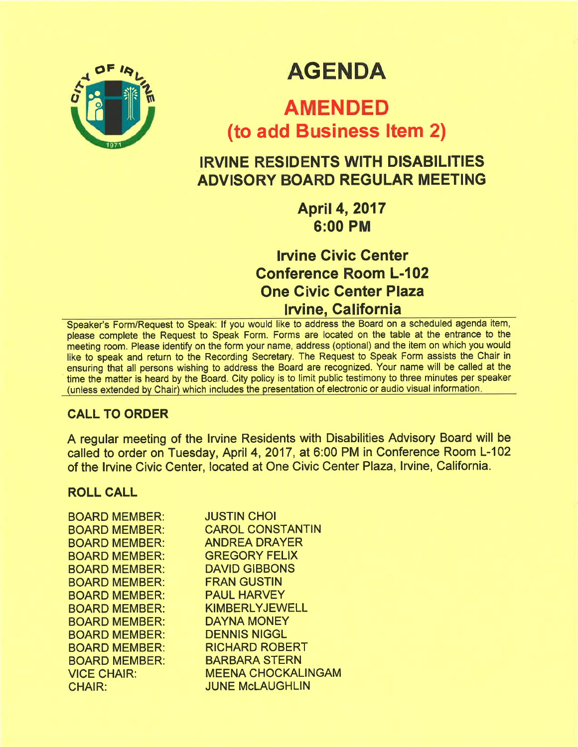# AGENDA

## AMENDED
## (to add Business Item 2)

## IRVINE RESIDENTS WITH DISABILITIES ADVISORY BOARD REGULAR MEETING

### April 4, 2017
### 6:00 PM

### Irvine Civic Center
### Conference Room L-102
### One Civic Center Plaza
### Irvine, California

Speaker's Form/Request to Speak: If you would like to address the Board on a scheduled agenda item, please complete the Request to Speak Form. Forms are located on the table at the entrance to the meeting room. Please identify on the form your name, address (optional) and the item on which you would like to speak and return to the Recording Secretary. The Request to Speak Form assists the Chair in ensuring that all persons wishing to address the Board are recognized. Your name will be called at the time the matter is heard by the Board. City policy is to limit public testimony to three minutes per speaker (unless extended by Chair) which includes the presentation of electronic or audio visual information.

## CALL TO ORDER

A regular meeting of the Irvine Residents with Disabilities Advisory Board will be called to order on Tuesday, April 4, 2017, at 6:00 PM in Conference Room L-102 of the Irvine Civic Center, located at One Civic Center Plaza, Irvine, California.

## ROLL CALL

| | |
|---|---|
| BOARD MEMBER: | JUSTIN CHOI |
| BOARD MEMBER: | CAROL CONSTANTIN |
| BOARD MEMBER: | ANDREA DRAYER |
| BOARD MEMBER: | GREGORY FELIX |
| BOARD MEMBER: | DAVID GIBBONS |
| BOARD MEMBER: | FRAN GUSTIN |
| BOARD MEMBER: | PAUL HARVEY |
| BOARD MEMBER: | KIMBERLY JEWELL |
| BOARD MEMBER: | DAYNA MONEY |
| BOARD MEMBER: | DENNIS NIGGL |
| BOARD MEMBER: | RICHARD ROBERT |
| BOARD MEMBER: | BARBARA STERN |
| VICE CHAIR: | MEENA CHOCKALINGAM |
| CHAIR: | JUNE McLAUGHLIN |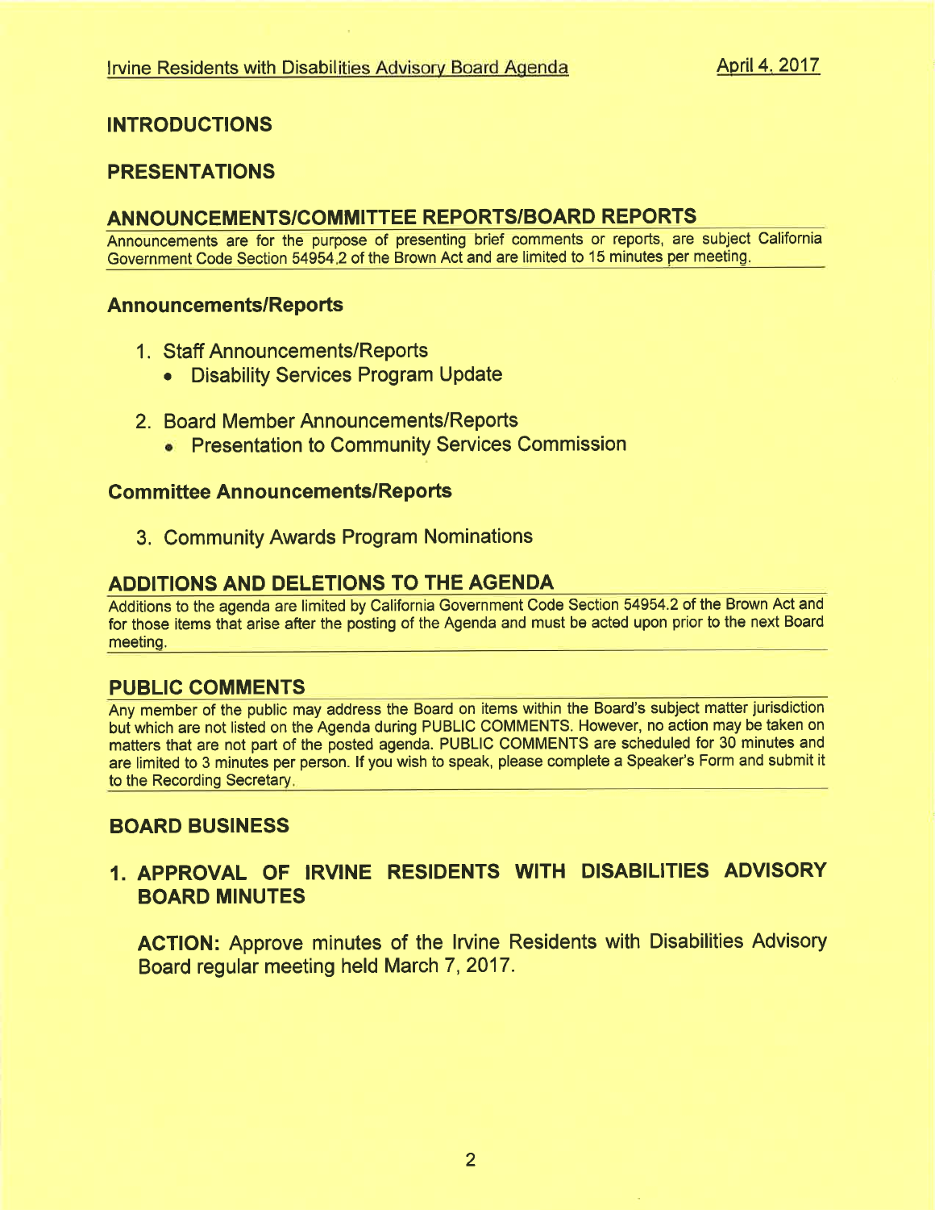## INTRODUCTIONS

## PRESENTATIONS

## ANNOUNCEMENTS/COMMITTEE REPORTS/BOARD REPORTS

Announcements are for the purpose of presenting brief comments or reports, are subject California Government Code Section 54954.2 of the Brown Act and are limited to 15 minutes per meeting.

### Announcements/Reports

1. Staff Announcements/Reports
   - Disability Services Program Update

2. Board Member Announcements/Reports
   - Presentation to Community Services Commission

### Committee Announcements/Reports

3. Community Awards Program Nominations

## ADDITIONS AND DELETIONS TO THE AGENDA

Additions to the agenda are limited by California Government Code Section 54954.2 of the Brown Act and for those items that arise after the posting of the Agenda and must be acted upon prior to the next Board meeting.

## PUBLIC COMMENTS

Any member of the public may address the Board on items within the Board's subject matter jurisdiction but which are not listed on the Agenda during PUBLIC COMMENTS. However, no action may be taken on matters that are not part of the posted agenda. PUBLIC COMMENTS are scheduled for 30 minutes and are limited to 3 minutes per person. If you wish to speak, please complete a Speaker's Form and submit it to the Recording Secretary.

## BOARD BUSINESS

### 1. APPROVAL OF IRVINE RESIDENTS WITH DISABILITIES ADVISORY BOARD MINUTES

**ACTION:** Approve minutes of the Irvine Residents with Disabilities Advisory Board regular meeting held March 7, 2017.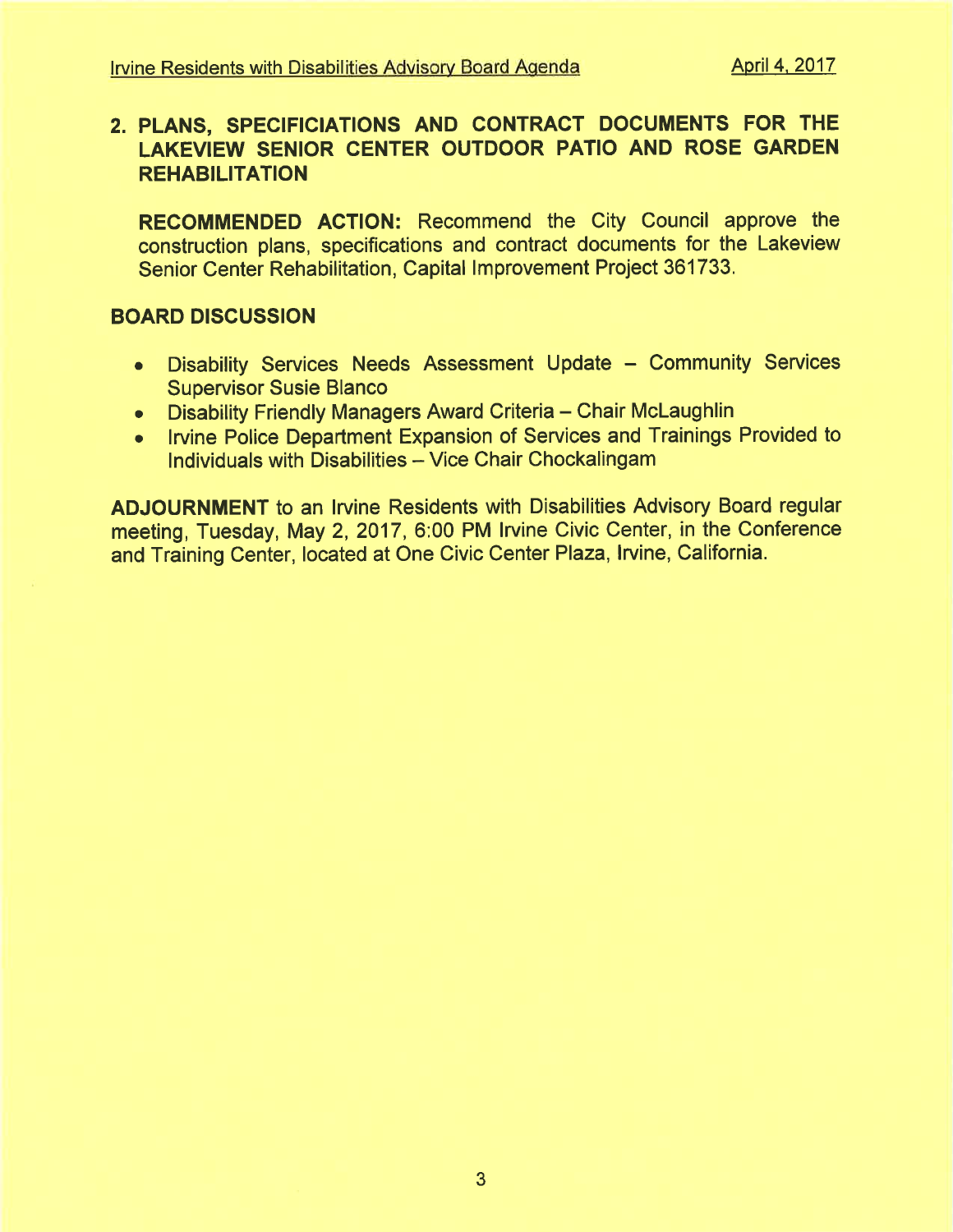## 2. PLANS, SPECIFICIATIONS AND CONTRACT DOCUMENTS FOR THE LAKEVIEW SENIOR CENTER OUTDOOR PATIO AND ROSE GARDEN REHABILITATION

**RECOMMENDED ACTION:** Recommend the City Council approve the construction plans, specifications and contract documents for the Lakeview Senior Center Rehabilitation, Capital Improvement Project 361733.

## BOARD DISCUSSION

- Disability Services Needs Assessment Update – Community Services Supervisor Susie Blanco
- Disability Friendly Managers Award Criteria – Chair McLaughlin
- Irvine Police Department Expansion of Services and Trainings Provided to Individuals with Disabilities – Vice Chair Chockalingam

**ADJOURNMENT** to an Irvine Residents with Disabilities Advisory Board regular meeting, Tuesday, May 2, 2017, 6:00 PM Irvine Civic Center, in the Conference and Training Center, located at One Civic Center Plaza, Irvine, California.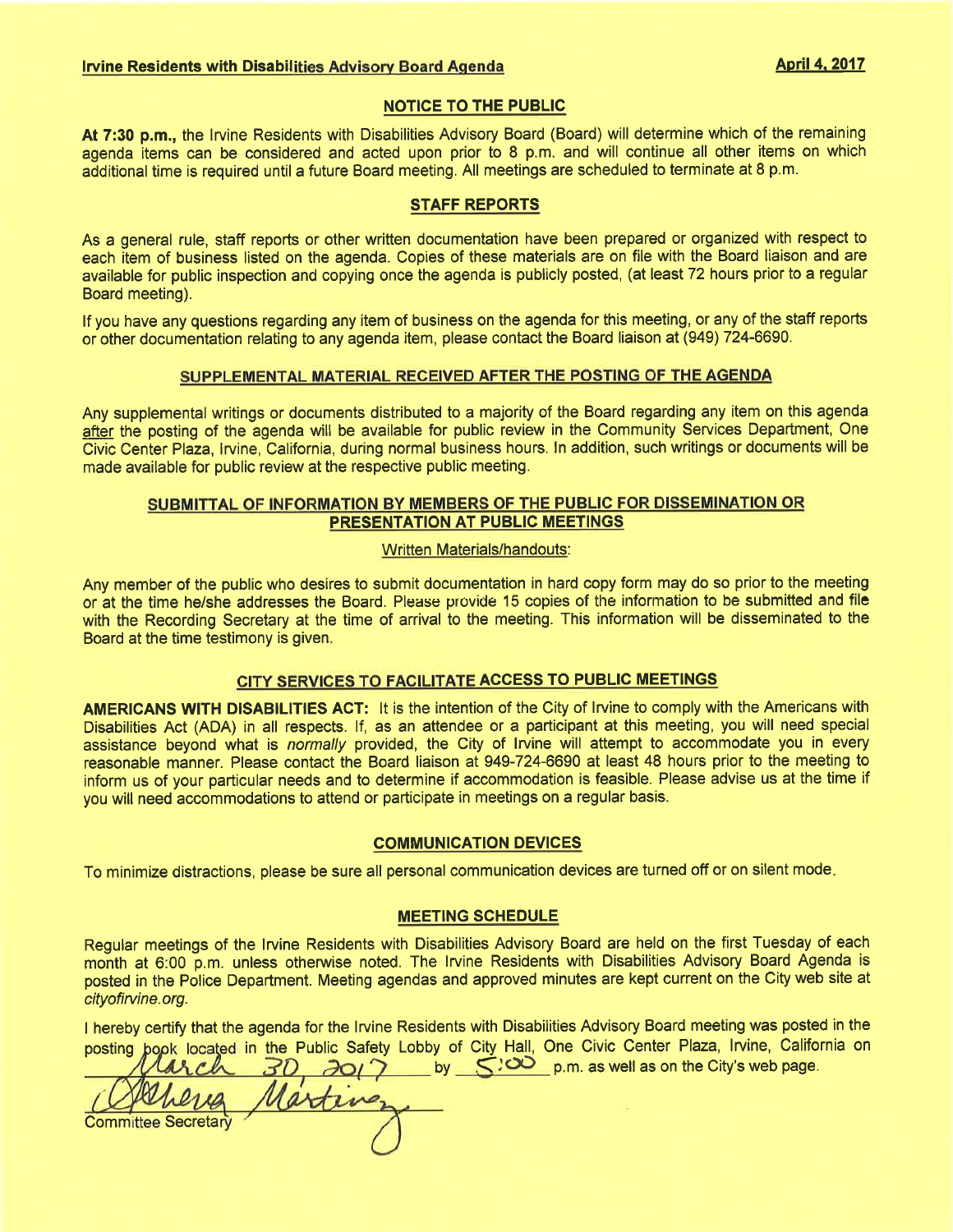**Irvine Residents with Disabilities Advisory Board Agenda** **April 4, 2017**

## NOTICE TO THE PUBLIC

**At 7:30 p.m.,** the Irvine Residents with Disabilities Advisory Board (Board) will determine which of the remaining agenda items can be considered and acted upon prior to 8 p.m. and will continue all other items on which additional time is required until a future Board meeting. All meetings are scheduled to terminate at 8 p.m.

## STAFF REPORTS

As a general rule, staff reports or other written documentation have been prepared or organized with respect to each item of business listed on the agenda. Copies of these materials are on file with the Board liaison and are available for public inspection and copying once the agenda is publicly posted, (at least 72 hours prior to a regular Board meeting).

If you have any questions regarding any item of business on the agenda for this meeting, or any of the staff reports or other documentation relating to any agenda item, please contact the Board liaison at (949) 724-6690.

## SUPPLEMENTAL MATERIAL RECEIVED AFTER THE POSTING OF THE AGENDA

Any supplemental writings or documents distributed to a majority of the Board regarding any item on this agenda after the posting of the agenda will be available for public review in the Community Services Department, One Civic Center Plaza, Irvine, California, during normal business hours. In addition, such writings or documents will be made available for public review at the respective public meeting.

## SUBMITTAL OF INFORMATION BY MEMBERS OF THE PUBLIC FOR DISSEMINATION OR PRESENTATION AT PUBLIC MEETINGS

Written Materials/handouts:

Any member of the public who desires to submit documentation in hard copy form may do so prior to the meeting or at the time he/she addresses the Board. Please provide 15 copies of the information to be submitted and file with the Recording Secretary at the time of arrival to the meeting. This information will be disseminated to the Board at the time testimony is given.

## CITY SERVICES TO FACILITATE ACCESS TO PUBLIC MEETINGS

**AMERICANS WITH DISABILITIES ACT:** It is the intention of the City of Irvine to comply with the Americans with Disabilities Act (ADA) in all respects. If, as an attendee or a participant at this meeting, you will need special assistance beyond what is *normally* provided, the City of Irvine will attempt to accommodate you in every reasonable manner. Please contact the Board liaison at 949-724-6690 at least 48 hours prior to the meeting to inform us of your particular needs and to determine if accommodation is feasible. Please advise us at the time if you will need accommodations to attend or participate in meetings on a regular basis.

## COMMUNICATION DEVICES

To minimize distractions, please be sure all personal communication devices are turned off or on silent mode.

## MEETING SCHEDULE

Regular meetings of the Irvine Residents with Disabilities Advisory Board are held on the first Tuesday of each month at 6:00 p.m. unless otherwise noted. The Irvine Residents with Disabilities Advisory Board Agenda is posted in the Police Department. Meeting agendas and approved minutes are kept current on the City web site at *cityofirvine.org.*

I hereby certify that the agenda for the Irvine Residents with Disabilities Advisory Board meeting was posted in the posting book located in the Public Safety Lobby of City Hall, One Civic Center Plaza, Irvine, California on March 30, 2017 by 5:00 p.m. as well as on the City's web page.

Alhena Martinez

Committee Secretary